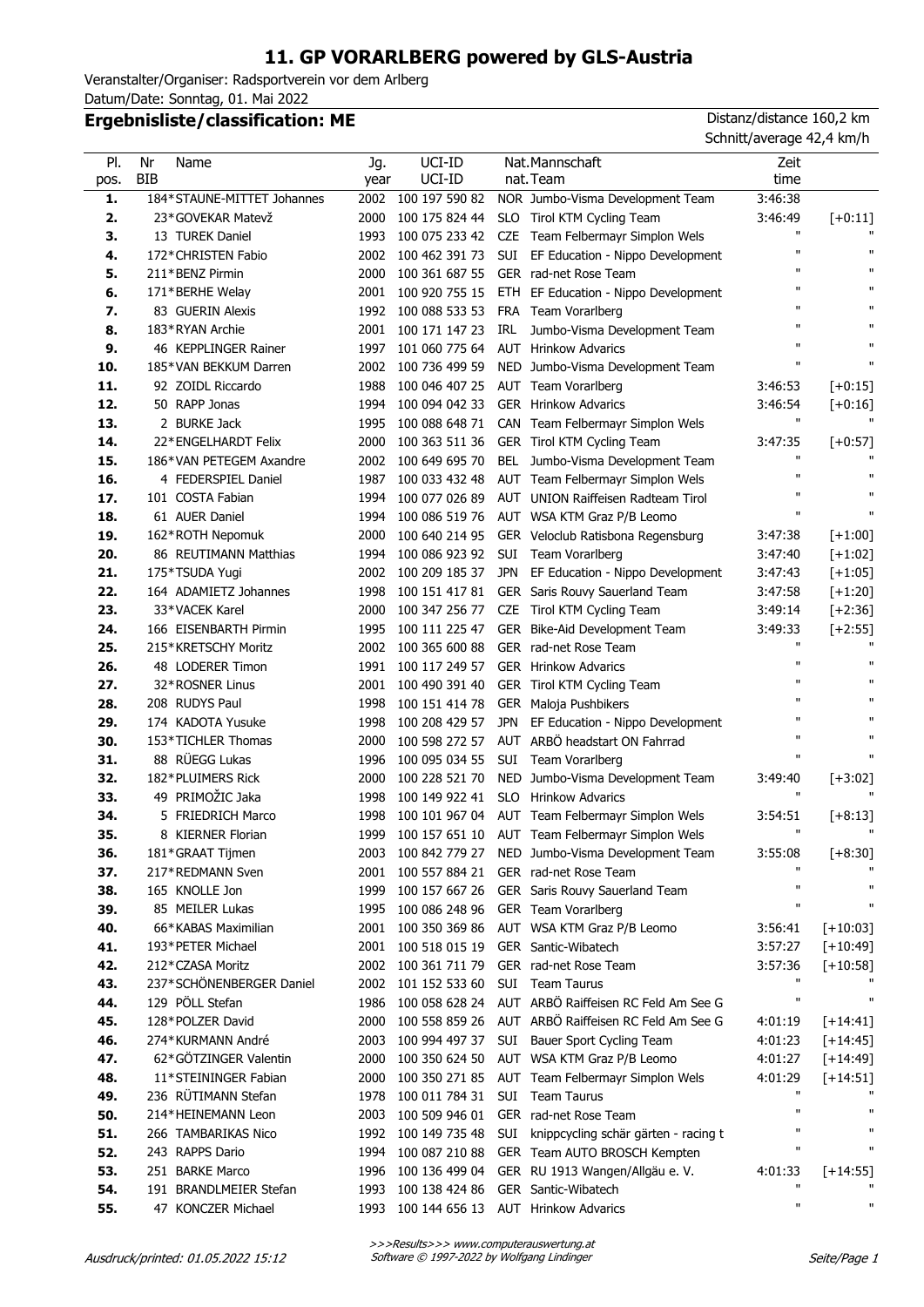# 11. GP VORARLBERG powered by GLS-Austria

Veranstalter/Organiser: Radsportverein vor dem Arlberg
Datum/Date: Sonntag, 01. Mai 2022

## Ergebnisliste/classification: ME

Distanz/distance 160,2 km
Schnitt/average 42,4 km/h

| Pl. pos. | Nr BIB | Name | Jg. year | UCI-ID UCI-ID | Nat. nat. | Mannschaft Team | Zeit time | |
|---|---|---|---|---|---|---|---|---|
| **1.** | 184 | *STAUNE-MITTET Johannes | 2002 | 100 197 590 82 | NOR | Jumbo-Visma Development Team | 3:46:38 | |
| **2.** | 23 | *GOVEKAR Matevž | 2000 | 100 175 824 44 | SLO | Tirol KTM Cycling Team | 3:46:49 | [+0:11] |
| **3.** | 13 | TUREK Daniel | 1993 | 100 075 233 42 | CZE | Team Felbermayr Simplon Wels | " | " |
| **4.** | 172 | *CHRISTEN Fabio | 2002 | 100 462 391 73 | SUI | EF Education - Nippo Development | " | " |
| **5.** | 211 | *BENZ Pirmin | 2000 | 100 361 687 55 | GER | rad-net Rose Team | " | " |
| **6.** | 171 | *BERHE Welay | 2001 | 100 920 755 15 | ETH | EF Education - Nippo Development | " | " |
| **7.** | 83 | GUERIN Alexis | 1992 | 100 088 533 53 | FRA | Team Vorarlberg | " | " |
| **8.** | 183 | *RYAN Archie | 2001 | 100 171 147 23 | IRL | Jumbo-Visma Development Team | " | " |
| **9.** | 46 | KEPPLINGER Rainer | 1997 | 101 060 775 64 | AUT | Hrinkow Advarics | " | " |
| **10.** | 185 | *VAN BEKKUM Darren | 2002 | 100 736 499 59 | NED | Jumbo-Visma Development Team | " | " |
| **11.** | 92 | ZOIDL Riccardo | 1988 | 100 046 407 25 | AUT | Team Vorarlberg | 3:46:53 | [+0:15] |
| **12.** | 50 | RAPP Jonas | 1994 | 100 094 042 33 | GER | Hrinkow Advarics | 3:46:54 | [+0:16] |
| **13.** | 2 | BURKE Jack | 1995 | 100 088 648 71 | CAN | Team Felbermayr Simplon Wels | " | " |
| **14.** | 22 | *ENGELHARDT Felix | 2000 | 100 363 511 36 | GER | Tirol KTM Cycling Team | 3:47:35 | [+0:57] |
| **15.** | 186 | *VAN PETEGEM Axandre | 2002 | 100 649 695 70 | BEL | Jumbo-Visma Development Team | " | " |
| **16.** | 4 | FEDERSPIEL Daniel | 1987 | 100 033 432 48 | AUT | Team Felbermayr Simplon Wels | " | " |
| **17.** | 101 | COSTA Fabian | 1994 | 100 077 026 89 | AUT | UNION Raiffeisen Radteam Tirol | " | " |
| **18.** | 61 | AUER Daniel | 1994 | 100 086 519 76 | AUT | WSA KTM Graz P/B Leomo | " | " |
| **19.** | 162 | *ROTH Nepomuk | 2000 | 100 640 214 95 | GER | Veloclub Ratisbona Regensburg | 3:47:38 | [+1:00] |
| **20.** | 86 | REUTIMANN Matthias | 1994 | 100 086 923 92 | SUI | Team Vorarlberg | 3:47:40 | [+1:02] |
| **21.** | 175 | *TSUDA Yugi | 2002 | 100 209 185 37 | JPN | EF Education - Nippo Development | 3:47:43 | [+1:05] |
| **22.** | 164 | ADAMIETZ Johannes | 1998 | 100 151 417 81 | GER | Saris Rouvy Sauerland Team | 3:47:58 | [+1:20] |
| **23.** | 33 | *VACEK Karel | 2000 | 100 347 256 77 | CZE | Tirol KTM Cycling Team | 3:49:14 | [+2:36] |
| **24.** | 166 | EISENBARTH Pirmin | 1995 | 100 111 225 47 | GER | Bike-Aid Development Team | 3:49:33 | [+2:55] |
| **25.** | 215 | *KRETSCHY Moritz | 2002 | 100 365 600 88 | GER | rad-net Rose Team | " | " |
| **26.** | 48 | LODERER Timon | 1991 | 100 117 249 57 | GER | Hrinkow Advarics | " | " |
| **27.** | 32 | *ROSNER Linus | 2001 | 100 490 391 40 | GER | Tirol KTM Cycling Team | " | " |
| **28.** | 208 | RUDYS Paul | 1998 | 100 151 414 78 | GER | Maloja Pushbikers | " | " |
| **29.** | 174 | KADOTA Yusuke | 1998 | 100 208 429 57 | JPN | EF Education - Nippo Development | " | " |
| **30.** | 153 | *TICHLER Thomas | 2000 | 100 598 272 57 | AUT | ARBÖ headstart ON Fahrrad | " | " |
| **31.** | 88 | RÜEGG Lukas | 1996 | 100 095 034 55 | SUI | Team Vorarlberg | " | " |
| **32.** | 182 | *PLUIMERS Rick | 2000 | 100 228 521 70 | NED | Jumbo-Visma Development Team | 3:49:40 | [+3:02] |
| **33.** | 49 | PRIMOŽIC Jaka | 1998 | 100 149 922 41 | SLO | Hrinkow Advarics | " | " |
| **34.** | 5 | FRIEDRICH Marco | 1998 | 100 101 967 04 | AUT | Team Felbermayr Simplon Wels | 3:54:51 | [+8:13] |
| **35.** | 8 | KIERNER Florian | 1999 | 100 157 651 10 | AUT | Team Felbermayr Simplon Wels | " | " |
| **36.** | 181 | *GRAAT Tijmen | 2003 | 100 842 779 27 | NED | Jumbo-Visma Development Team | 3:55:08 | [+8:30] |
| **37.** | 217 | *REDMANN Sven | 2001 | 100 557 884 21 | GER | rad-net Rose Team | " | " |
| **38.** | 165 | KNOLLE Jon | 1999 | 100 157 667 26 | GER | Saris Rouvy Sauerland Team | " | " |
| **39.** | 85 | MEILER Lukas | 1995 | 100 086 248 96 | GER | Team Vorarlberg | " | " |
| **40.** | 66 | *KABAS Maximilian | 2001 | 100 350 369 86 | AUT | WSA KTM Graz P/B Leomo | 3:56:41 | [+10:03] |
| **41.** | 193 | *PETER Michael | 2001 | 100 518 015 19 | GER | Santic-Wibatech | 3:57:27 | [+10:49] |
| **42.** | 212 | *CZASA Moritz | 2002 | 100 361 711 79 | GER | rad-net Rose Team | 3:57:36 | [+10:58] |
| **43.** | 237 | *SCHÖNENBERGER Daniel | 2002 | 101 152 533 60 | SUI | Team Taurus | " | " |
| **44.** | 129 | PÖLL Stefan | 1986 | 100 058 628 24 | AUT | ARBÖ Raiffeisen RC Feld Am See G | " | " |
| **45.** | 128 | *POLZER David | 2000 | 100 558 859 26 | AUT | ARBÖ Raiffeisen RC Feld Am See G | 4:01:19 | [+14:41] |
| **46.** | 274 | *KURMANN André | 2003 | 100 994 497 37 | SUI | Bauer Sport Cycling Team | 4:01:23 | [+14:45] |
| **47.** | 62 | *GÖTZINGER Valentin | 2000 | 100 350 624 50 | AUT | WSA KTM Graz P/B Leomo | 4:01:27 | [+14:49] |
| **48.** | 11 | *STEININGER Fabian | 2000 | 100 350 271 85 | AUT | Team Felbermayr Simplon Wels | 4:01:29 | [+14:51] |
| **49.** | 236 | RÜTIMANN Stefan | 1978 | 100 011 784 31 | SUI | Team Taurus | " | " |
| **50.** | 214 | *HEINEMANN Leon | 2003 | 100 509 946 01 | GER | rad-net Rose Team | " | " |
| **51.** | 266 | TAMBARIKAS Nico | 1992 | 100 149 735 48 | SUI | knippcycling schär gärten - racing t | " | " |
| **52.** | 243 | RAPPS Dario | 1994 | 100 087 210 88 | GER | Team AUTO BROSCH Kempten | " | " |
| **53.** | 251 | BARKE Marco | 1996 | 100 136 499 04 | GER | RU 1913 Wangen/Allgäu e. V. | 4:01:33 | [+14:55] |
| **54.** | 191 | BRANDLMEIER Stefan | 1993 | 100 138 424 86 | GER | Santic-Wibatech | " | " |
| **55.** | 47 | KONCZER Michael | 1993 | 100 144 656 13 | AUT | Hrinkow Advarics | " | " |

*Ausdruck/printed: 01.05.2022 15:12*

*>>>Results>>> www.computerauswertung.at*
*Software © 1997-2022 by Wolfgang Lindinger*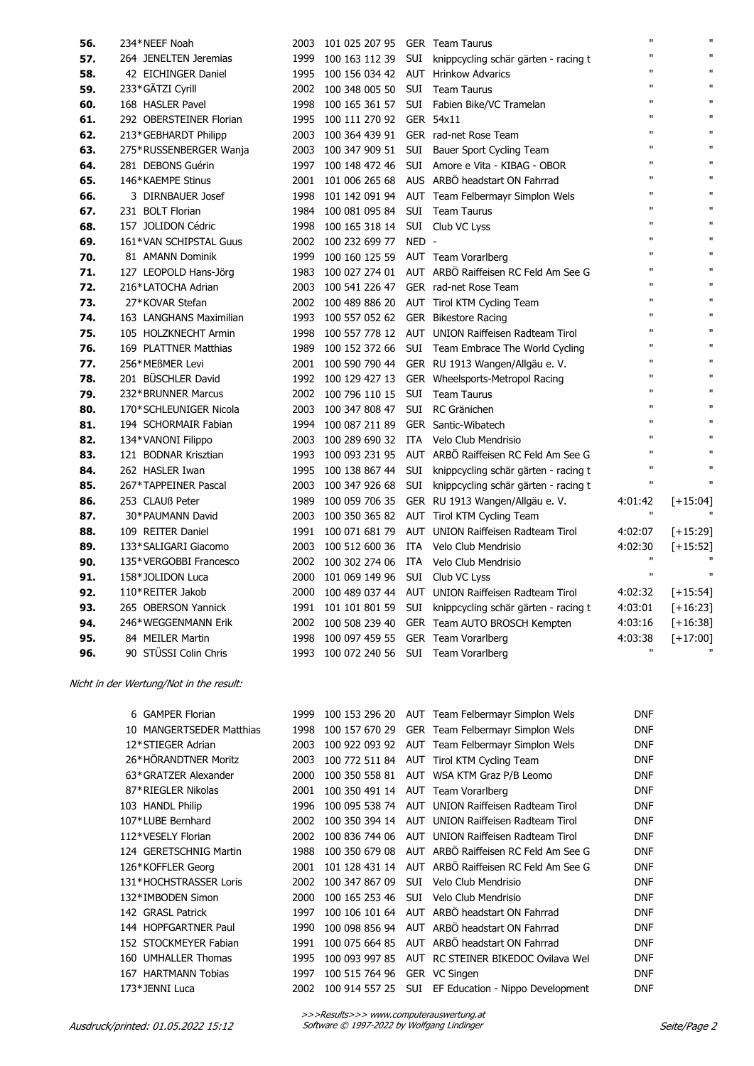| Rank | Nr | Name | Year | UCI ID | Nat | Team | Time | Gap |
|---|---|---|---|---|---|---|---|---|
| 56. | 234* | NEEF Noah | 2003 | 101 025 207 95 | GER | Team Taurus | " | " |
| 57. | 264 | JENELTEN Jeremias | 1999 | 100 163 112 39 | SUI | knippcycling schär gärten - racing t | " | " |
| 58. | 42 | EICHINGER Daniel | 1995 | 100 156 034 42 | AUT | Hrinkow Advarics | " | " |
| 59. | 233* | GÄTZI Cyrill | 2002 | 100 348 005 50 | SUI | Team Taurus | " | " |
| 60. | 168 | HASLER Pavel | 1998 | 100 165 361 57 | SUI | Fabien Bike/VC Tramelan | " | " |
| 61. | 292 | OBERSTEINER Florian | 1995 | 100 111 270 92 | GER | 54x11 | " | " |
| 62. | 213* | GEBHARDT Philipp | 2003 | 100 364 439 91 | GER | rad-net Rose Team | " | " |
| 63. | 275* | RUSSENBERGER Wanja | 2003 | 100 347 909 51 | SUI | Bauer Sport Cycling Team | " | " |
| 64. | 281 | DEBONS Guérin | 1997 | 100 148 472 46 | SUI | Amore e Vita - KIBAG - OBOR | " | " |
| 65. | 146* | KAEMPE Stinus | 2001 | 101 006 265 68 | AUS | ARBÖ headstart ON Fahrrad | " | " |
| 66. | 3 | DIRNBAUER Josef | 1998 | 101 142 091 94 | AUT | Team Felbermayr Simplon Wels | " | " |
| 67. | 231 | BOLT Florian | 1984 | 100 081 095 84 | SUI | Team Taurus | " | " |
| 68. | 157 | JOLIDON Cédric | 1998 | 100 165 318 14 | SUI | Club VC Lyss | " | " |
| 69. | 161* | VAN SCHIPSTAL Guus | 2002 | 100 232 699 77 | NED | - | " | " |
| 70. | 81 | AMANN Dominik | 1999 | 100 160 125 59 | AUT | Team Vorarlberg | " | " |
| 71. | 127 | LEOPOLD Hans-Jörg | 1983 | 100 027 274 01 | AUT | ARBÖ Raiffeisen RC Feld Am See G | " | " |
| 72. | 216* | LATOCHA Adrian | 2003 | 100 541 226 47 | GER | rad-net Rose Team | " | " |
| 73. | 27* | KOVAR Stefan | 2002 | 100 489 886 20 | AUT | Tirol KTM Cycling Team | " | " |
| 74. | 163 | LANGHANS Maximilian | 1993 | 100 557 052 62 | GER | Bikestore Racing | " | " |
| 75. | 105 | HOLZKNECHT Armin | 1998 | 100 557 778 12 | AUT | UNION Raiffeisen Radteam Tirol | " | " |
| 76. | 169 | PLATTNER Matthias | 1989 | 100 152 372 66 | SUI | Team Embrace The World Cycling | " | " |
| 77. | 256* | MEßMER Levi | 2001 | 100 590 790 44 | GER | RU 1913 Wangen/Allgäu e. V. | " | " |
| 78. | 201 | BÜSCHLER David | 1992 | 100 129 427 13 | GER | Wheelsports-Metropol Racing | " | " |
| 79. | 232* | BRUNNER Marcus | 2002 | 100 796 110 15 | SUI | Team Taurus | " | " |
| 80. | 170* | SCHLEUNIGER Nicola | 2003 | 100 347 808 47 | SUI | RC Gränichen | " | " |
| 81. | 194 | SCHORMAIR Fabian | 1994 | 100 087 211 89 | GER | Santic-Wibatech | " | " |
| 82. | 134* | VANONI Filippo | 2003 | 100 289 690 32 | ITA | Velo Club Mendrisio | " | " |
| 83. | 121 | BODNAR Krisztian | 1993 | 100 093 231 95 | AUT | ARBÖ Raiffeisen RC Feld Am See G | " | " |
| 84. | 262 | HASLER Iwan | 1995 | 100 138 867 44 | SUI | knippcycling schär gärten - racing t | " | " |
| 85. | 267* | TAPPEINER Pascal | 2003 | 100 347 926 68 | SUI | knippcycling schär gärten - racing t | " | " |
| 86. | 253 | CLAUß Peter | 1989 | 100 059 706 35 | GER | RU 1913 Wangen/Allgäu e. V. | 4:01:42 | [+15:04] |
| 87. | 30* | PAUMANN David | 2003 | 100 350 365 82 | AUT | Tirol KTM Cycling Team | " | " |
| 88. | 109 | REITER Daniel | 1991 | 100 071 681 79 | AUT | UNION Raiffeisen Radteam Tirol | 4:02:07 | [+15:29] |
| 89. | 133* | SALIGARI Giacomo | 2003 | 100 512 600 36 | ITA | Velo Club Mendrisio | 4:02:30 | [+15:52] |
| 90. | 135* | VERGOBBI Francesco | 2002 | 100 302 274 06 | ITA | Velo Club Mendrisio | " | " |
| 91. | 158* | JOLIDON Luca | 2000 | 101 069 149 96 | SUI | Club VC Lyss | " | " |
| 92. | 110* | REITER Jakob | 2000 | 100 489 037 44 | AUT | UNION Raiffeisen Radteam Tirol | 4:02:32 | [+15:54] |
| 93. | 265 | OBERSON Yannick | 1991 | 101 101 801 59 | SUI | knippcycling schär gärten - racing t | 4:03:01 | [+16:23] |
| 94. | 246* | WEGGENMANN Erik | 2002 | 100 508 239 40 | GER | Team AUTO BROSCH Kempten | 4:03:16 | [+16:38] |
| 95. | 84 | MEILER Martin | 1998 | 100 097 459 55 | GER | Team Vorarlberg | 4:03:38 | [+17:00] |
| 96. | 90 | STÜSSI Colin Chris | 1993 | 100 072 240 56 | SUI | Team Vorarlberg | " | " |

*Nicht in der Wertung/Not in the result:*

| Nr | Name | Year | UCI ID | Nat | Team | Status |
|---|---|---|---|---|---|---|
| 6 | GAMPER Florian | 1999 | 100 153 296 20 | AUT | Team Felbermayr Simplon Wels | DNF |
| 10 | MANGERTSEDER Matthias | 1998 | 100 157 670 29 | GER | Team Felbermayr Simplon Wels | DNF |
| 12* | STIEGER Adrian | 2003 | 100 922 093 92 | AUT | Team Felbermayr Simplon Wels | DNF |
| 26* | HÖRANDTNER Moritz | 2003 | 100 772 511 84 | AUT | Tirol KTM Cycling Team | DNF |
| 63* | GRATZER Alexander | 2000 | 100 350 558 81 | AUT | WSA KTM Graz P/B Leomo | DNF |
| 87* | RIEGLER Nikolas | 2001 | 100 350 491 14 | AUT | Team Vorarlberg | DNF |
| 103 | HANDL Philip | 1996 | 100 095 538 74 | AUT | UNION Raiffeisen Radteam Tirol | DNF |
| 107* | LUBE Bernhard | 2002 | 100 350 394 14 | AUT | UNION Raiffeisen Radteam Tirol | DNF |
| 112* | VESELY Florian | 2002 | 100 836 744 06 | AUT | UNION Raiffeisen Radteam Tirol | DNF |
| 124 | GERETSCHNIG Martin | 1988 | 100 350 679 08 | AUT | ARBÖ Raiffeisen RC Feld Am See G | DNF |
| 126* | KOFFLER Georg | 2001 | 101 128 431 14 | AUT | ARBÖ Raiffeisen RC Feld Am See G | DNF |
| 131* | HOCHSTRASSER Loris | 2002 | 100 347 867 09 | SUI | Velo Club Mendrisio | DNF |
| 132* | IMBODEN Simon | 2000 | 100 165 253 46 | SUI | Velo Club Mendrisio | DNF |
| 142 | GRASL Patrick | 1997 | 100 106 101 64 | AUT | ARBÖ headstart ON Fahrrad | DNF |
| 144 | HOPFGARTNER Paul | 1990 | 100 098 856 94 | AUT | ARBÖ headstart ON Fahrrad | DNF |
| 152 | STOCKMEYER Fabian | 1991 | 100 075 664 85 | AUT | ARBÖ headstart ON Fahrrad | DNF |
| 160 | UMHALLER Thomas | 1995 | 100 093 997 85 | AUT | RC STEINER BIKEDOC Ovilava Wel | DNF |
| 167 | HARTMANN Tobias | 1997 | 100 515 764 96 | GER | VC Singen | DNF |
| 173* | JENNI Luca | 2002 | 100 914 557 25 | SUI | EF Education - Nippo Development | DNF |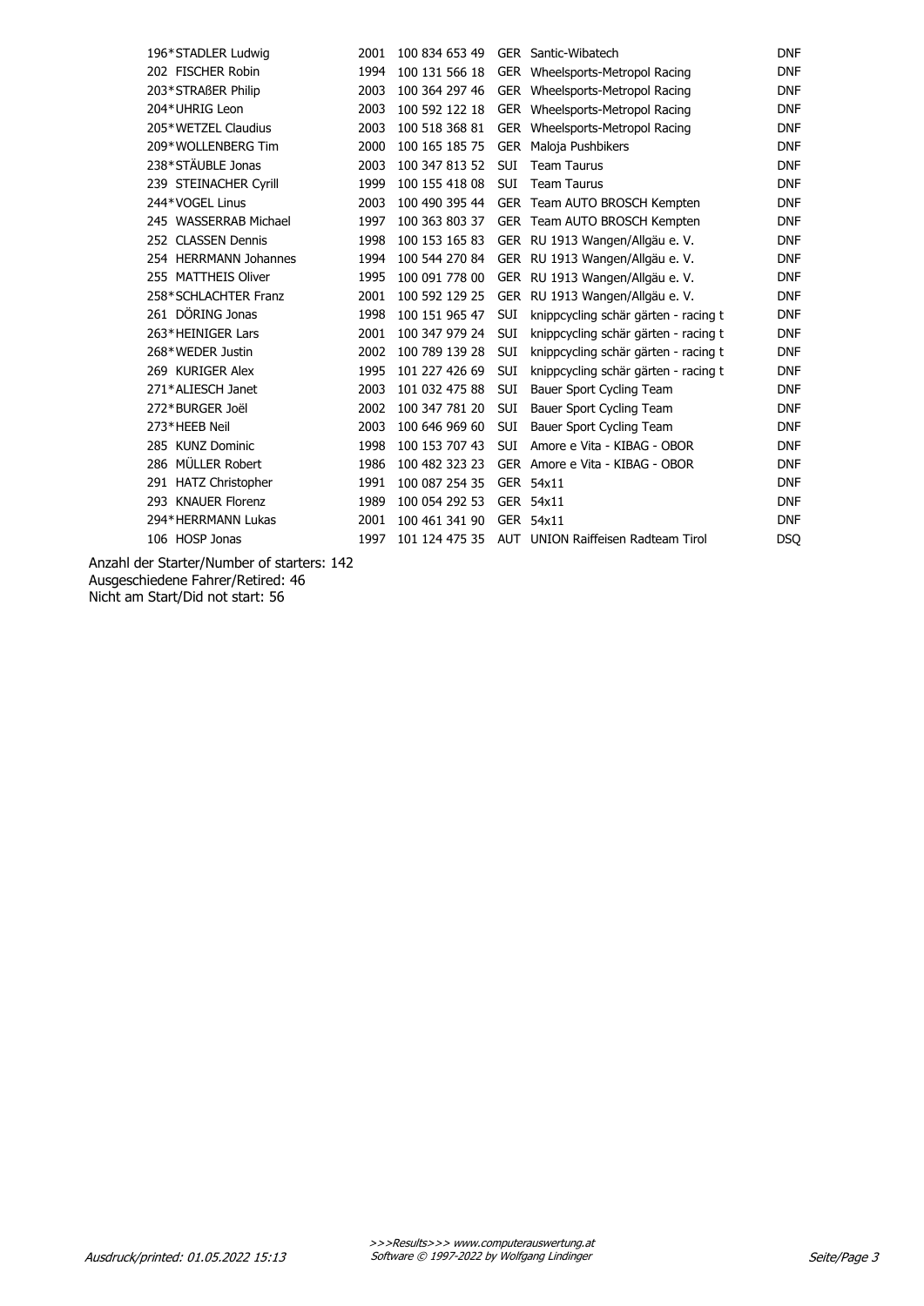| | | | | | |
|---|---|---|---|---|---|
| 196*STADLER Ludwig | 2001 | 100 834 653 49 | GER | Santic-Wibatech | DNF |
| 202 FISCHER Robin | 1994 | 100 131 566 18 | GER | Wheelsports-Metropol Racing | DNF |
| 203*STRAßER Philip | 2003 | 100 364 297 46 | GER | Wheelsports-Metropol Racing | DNF |
| 204*UHRIG Leon | 2003 | 100 592 122 18 | GER | Wheelsports-Metropol Racing | DNF |
| 205*WETZEL Claudius | 2003 | 100 518 368 81 | GER | Wheelsports-Metropol Racing | DNF |
| 209*WOLLENBERG Tim | 2000 | 100 165 185 75 | GER | Maloja Pushbikers | DNF |
| 238*STÄUBLE Jonas | 2003 | 100 347 813 52 | SUI | Team Taurus | DNF |
| 239 STEINACHER Cyrill | 1999 | 100 155 418 08 | SUI | Team Taurus | DNF |
| 244*VOGEL Linus | 2003 | 100 490 395 44 | GER | Team AUTO BROSCH Kempten | DNF |
| 245 WASSERRAB Michael | 1997 | 100 363 803 37 | GER | Team AUTO BROSCH Kempten | DNF |
| 252 CLASSEN Dennis | 1998 | 100 153 165 83 | GER | RU 1913 Wangen/Allgäu e. V. | DNF |
| 254 HERRMANN Johannes | 1994 | 100 544 270 84 | GER | RU 1913 Wangen/Allgäu e. V. | DNF |
| 255 MATTHEIS Oliver | 1995 | 100 091 778 00 | GER | RU 1913 Wangen/Allgäu e. V. | DNF |
| 258*SCHLACHTER Franz | 2001 | 100 592 129 25 | GER | RU 1913 Wangen/Allgäu e. V. | DNF |
| 261 DÖRING Jonas | 1998 | 100 151 965 47 | SUI | knippcycling schär gärten - racing t | DNF |
| 263*HEINIGER Lars | 2001 | 100 347 979 24 | SUI | knippcycling schär gärten - racing t | DNF |
| 268*WEDER Justin | 2002 | 100 789 139 28 | SUI | knippcycling schär gärten - racing t | DNF |
| 269 KURIGER Alex | 1995 | 101 227 426 69 | SUI | knippcycling schär gärten - racing t | DNF |
| 271*ALIESCH Janet | 2003 | 101 032 475 88 | SUI | Bauer Sport Cycling Team | DNF |
| 272*BURGER Joël | 2002 | 100 347 781 20 | SUI | Bauer Sport Cycling Team | DNF |
| 273*HEEB Neil | 2003 | 100 646 969 60 | SUI | Bauer Sport Cycling Team | DNF |
| 285 KUNZ Dominic | 1998 | 100 153 707 43 | SUI | Amore e Vita - KIBAG - OBOR | DNF |
| 286 MÜLLER Robert | 1986 | 100 482 323 23 | GER | Amore e Vita - KIBAG - OBOR | DNF |
| 291 HATZ Christopher | 1991 | 100 087 254 35 | GER | 54x11 | DNF |
| 293 KNAUER Florenz | 1989 | 100 054 292 53 | GER | 54x11 | DNF |
| 294*HERRMANN Lukas | 2001 | 100 461 341 90 | GER | 54x11 | DNF |
| 106 HOSP Jonas | 1997 | 101 124 475 35 | AUT | UNION Raiffeisen Radteam Tirol | DSQ |

Anzahl der Starter/Number of starters: 142
Ausgeschiedene Fahrer/Retired: 46
Nicht am Start/Did not start: 56

*Ausdruck/printed: 01.05.2022 15:13*

*>>>Results>>> www.computerauswertung.at*
*Software © 1997-2022 by Wolfgang Lindinger*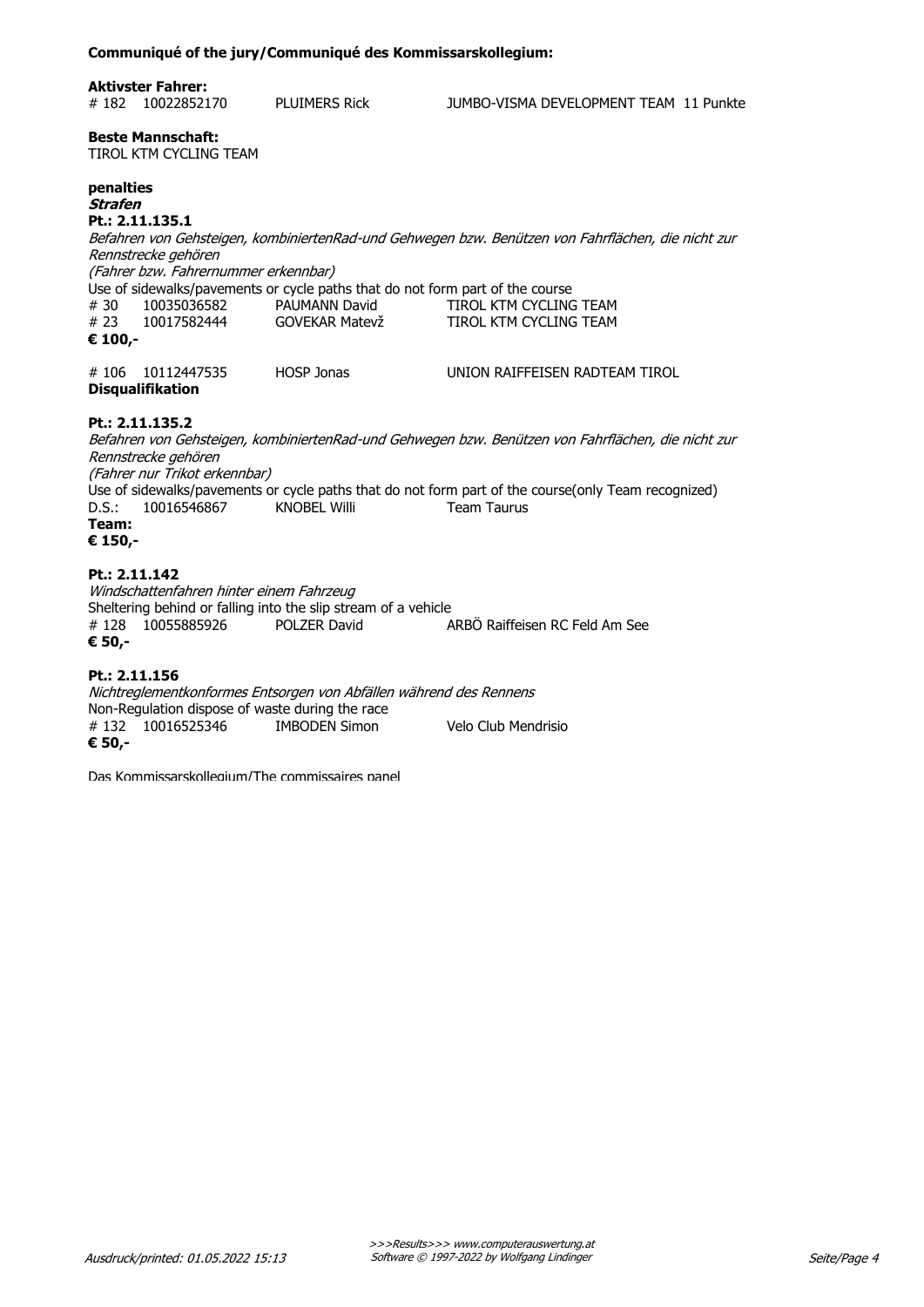**Communiqué of the jury/Communiqué des Kommissarskollegium:**

**Aktivster Fahrer:**

| | | | |
|---|---|---|---|
| # 182 | 10022852170 | PLUIMERS Rick | JUMBO-VISMA DEVELOPMENT TEAM 11 Punkte |

**Beste Mannschaft:**
TIROL KTM CYCLING TEAM

**penalties**
***Strafen***

**Pt.: 2.11.135.1**
*Befahren von Gehsteigen, kombiniertenRad-und Gehwegen bzw. Benützen von Fahrflächen, die nicht zur Rennstrecke gehören*
*(Fahrer bzw. Fahrernummer erkennbar)*
Use of sidewalks/pavements or cycle paths that do not form part of the course

| | | | |
|---|---|---|---|
| # 30 | 10035036582 | PAUMANN David | TIROL KTM CYCLING TEAM |
| # 23 | 10017582444 | GOVEKAR Matevž | TIROL KTM CYCLING TEAM |

**€ 100,-**

| | | | |
|---|---|---|---|
| # 106 | 10112447535 | HOSP Jonas | UNION RAIFFEISEN RADTEAM TIROL |

**Disqualifikation**

**Pt.: 2.11.135.2**
*Befahren von Gehsteigen, kombiniertenRad-und Gehwegen bzw. Benützen von Fahrflächen, die nicht zur Rennstrecke gehören*
*(Fahrer nur Trikot erkennbar)*
Use of sidewalks/pavements or cycle paths that do not form part of the course(only Team recognized)

| | | | |
|---|---|---|---|
| D.S.: | 10016546867 | KNOBEL Willi | Team Taurus |

**Team:**
**€ 150,-**

**Pt.: 2.11.142**
*Windschattenfahren hinter einem Fahrzeug*
Sheltering behind or falling into the slip stream of a vehicle

| | | | |
|---|---|---|---|
| # 128 | 10055885926 | POLZER David | ARBÖ Raiffeisen RC Feld Am See |

**€ 50,-**

**Pt.: 2.11.156**
*Nichtreglementkonformes Entsorgen von Abfällen während des Rennens*
Non-Regulation dispose of waste during the race

| | | | |
|---|---|---|---|
| # 132 | 10016525346 | IMBODEN Simon | Velo Club Mendrisio |

**€ 50,-**

Das Kommissarskollegium/The commissaires panel